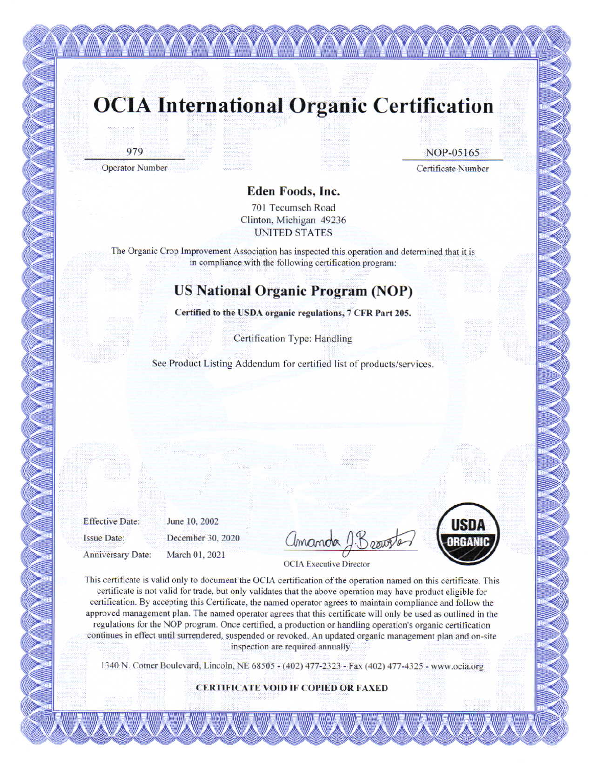# OCIA International Organic Certification

979
Operator Number

NOP-05165
Certificate Number

**Eden Foods, Inc.**

701 Tecumseh Road
Clinton, Michigan 49236
UNITED STATES

The Organic Crop Improvement Association has inspected this operation and determined that it is in compliance with the following certification program:

## US National Organic Program (NOP)

**Certified to the USDA organic regulations, 7 CFR Part 205.**

Certification Type: Handling

See Product Listing Addendum for certified list of products/services.

Effective Date: June 10, 2002
Issue Date: December 30, 2020
Anniversary Date: March 01, 2021

Amanda J. Brewster
OCIA Executive Director

USDA ORGANIC

This certificate is valid only to document the OCIA certification of the operation named on this certificate. This certificate is not valid for trade, but only validates that the above operation may have product eligible for certification. By accepting this Certificate, the named operator agrees to maintain compliance and follow the approved management plan. The named operator agrees that this certificate will only be used as outlined in the regulations for the NOP program. Once certified, a production or handling operation's organic certification continues in effect until surrendered, suspended or revoked. An updated organic management plan and on-site inspection are required annually.

1340 N. Cotner Boulevard, Lincoln, NE 68505 - (402) 477-2323 - Fax (402) 477-4325 - www.ocia.org

**CERTIFICATE VOID IF COPIED OR FAXED**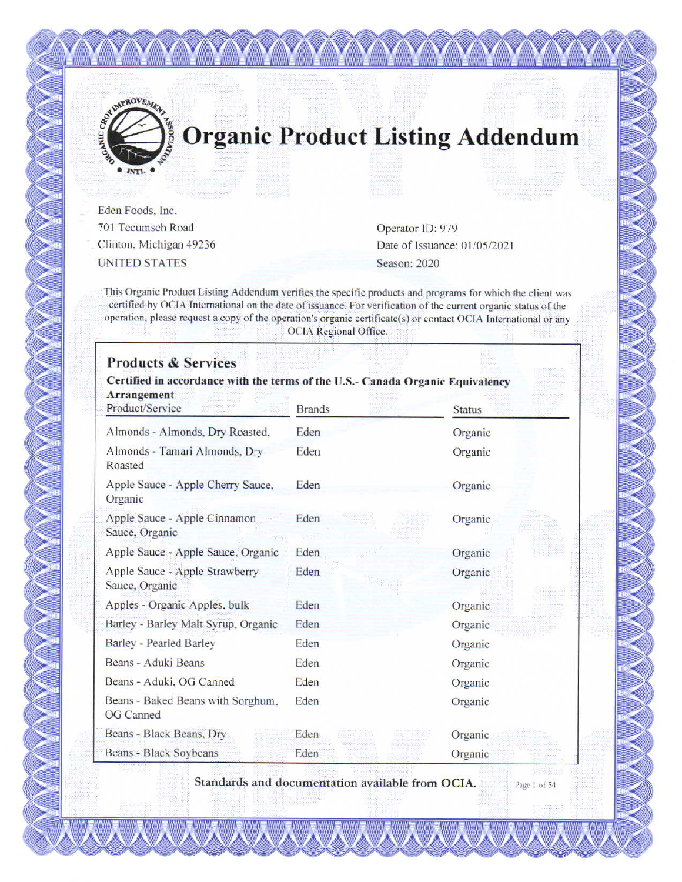# Organic Product Listing Addendum

Eden Foods, Inc.
701 Tecumseh Road
Clinton, Michigan 49236
UNITED STATES

Operator ID: 979
Date of Issuance: 01/05/2021
Season: 2020

This Organic Product Listing Addendum verifies the specific products and programs for which the client was certified by OCIA International on the date of issuance. For verification of the current organic status of the operation, please request a copy of the operation's organic certificate(s) or contact OCIA International or any OCIA Regional Office.

## Products & Services

**Certified in accordance with the terms of the U.S.- Canada Organic Equivalency Arrangement**

| Product/Service | Brands | Status |
|---|---|---|
| Almonds - Almonds, Dry Roasted, | Eden | Organic |
| Almonds - Tamari Almonds, Dry Roasted | Eden | Organic |
| Apple Sauce - Apple Cherry Sauce, Organic | Eden | Organic |
| Apple Sauce - Apple Cinnamon Sauce, Organic | Eden | Organic |
| Apple Sauce - Apple Sauce, Organic | Eden | Organic |
| Apple Sauce - Apple Strawberry Sauce, Organic | Eden | Organic |
| Apples - Organic Apples, bulk | Eden | Organic |
| Barley - Barley Malt Syrup, Organic | Eden | Organic |
| Barley - Pearled Barley | Eden | Organic |
| Beans - Aduki Beans | Eden | Organic |
| Beans - Aduki, OG Canned | Eden | Organic |
| Beans - Baked Beans with Sorghum, OG Canned | Eden | Organic |
| Beans - Black Beans, Dry | Eden | Organic |
| Beans - Black Soybeans | Eden | Organic |

**Standards and documentation available from OCIA.**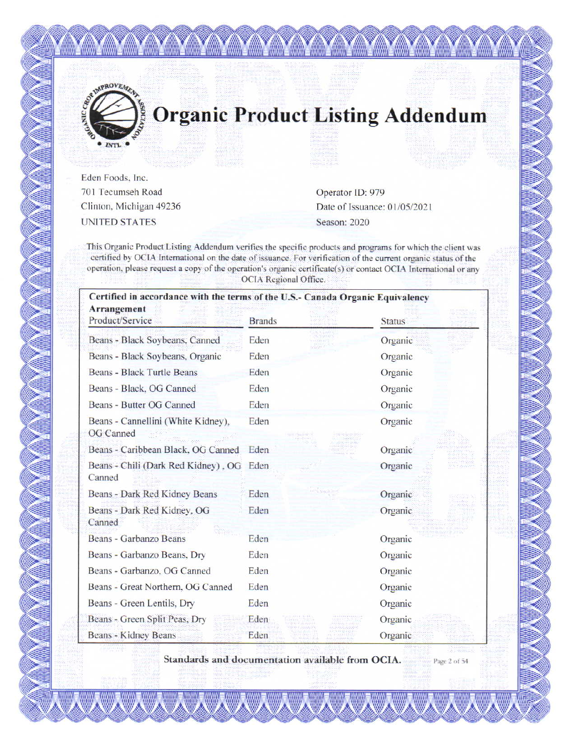# Organic Product Listing Addendum

Eden Foods, Inc.
701 Tecumseh Road
Clinton, Michigan 49236
UNITED STATES

Operator ID: 979
Date of Issuance: 01/05/2021
Season: 2020

This Organic Product Listing Addendum verifies the specific products and programs for which the client was certified by OCIA International on the date of issuance. For verification of the current organic status of the operation, please request a copy of the operation's organic certificate(s) or contact OCIA International or any OCIA Regional Office.

**Certified in accordance with the terms of the U.S.- Canada Organic Equivalency Arrangement**

| Product/Service | Brands | Status |
|---|---|---|
| Beans - Black Soybeans, Canned | Eden | Organic |
| Beans - Black Soybeans, Organic | Eden | Organic |
| Beans - Black Turtle Beans | Eden | Organic |
| Beans - Black, OG Canned | Eden | Organic |
| Beans - Butter OG Canned | Eden | Organic |
| Beans - Cannellini (White Kidney), OG Canned | Eden | Organic |
| Beans - Caribbean Black, OG Canned | Eden | Organic |
| Beans - Chili (Dark Red Kidney) , OG Canned | Eden | Organic |
| Beans - Dark Red Kidney Beans | Eden | Organic |
| Beans - Dark Red Kidney, OG Canned | Eden | Organic |
| Beans - Garbanzo Beans | Eden | Organic |
| Beans - Garbanzo Beans, Dry | Eden | Organic |
| Beans - Garbanzo, OG Canned | Eden | Organic |
| Beans - Great Northern, OG Canned | Eden | Organic |
| Beans - Green Lentils, Dry | Eden | Organic |
| Beans - Green Split Peas, Dry | Eden | Organic |
| Beans - Kidney Beans | Eden | Organic |

**Standards and documentation available from OCIA.**